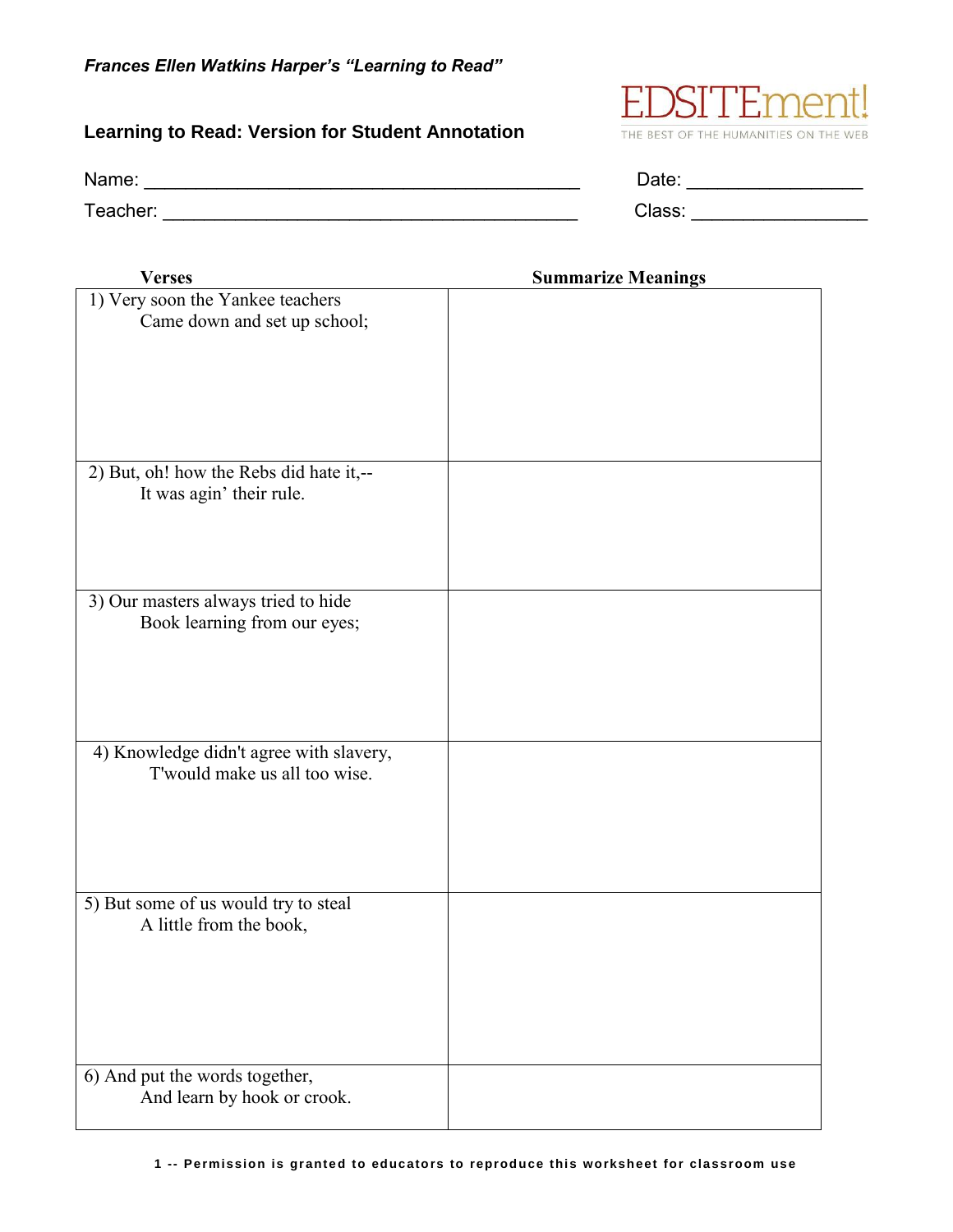***Frances Ellen Watkins Harper's "Learning to Read"***

## Learning to Read: Version for Student Annotation

EDSITEment! THE BEST OF THE HUMANITIES ON THE WEB

Name: ________________________________________ Date: ________________

Teacher: ______________________________________ Class: ________________

| Verses | Summarize Meanings |
|---|---|
| 1) Very soon the Yankee teachers<br>Came down and set up school; | |
| 2) But, oh! how the Rebs did hate it,--<br>It was agin' their rule. | |
| 3) Our masters always tried to hide<br>Book learning from our eyes; | |
| 4) Knowledge didn't agree with slavery,<br>T'would make us all too wise. | |
| 5) But some of us would try to steal<br>A little from the book, | |
| 6) And put the words together,<br>And learn by hook or crook. | |

1 -- Permission is granted to educators to reproduce this worksheet for classroom use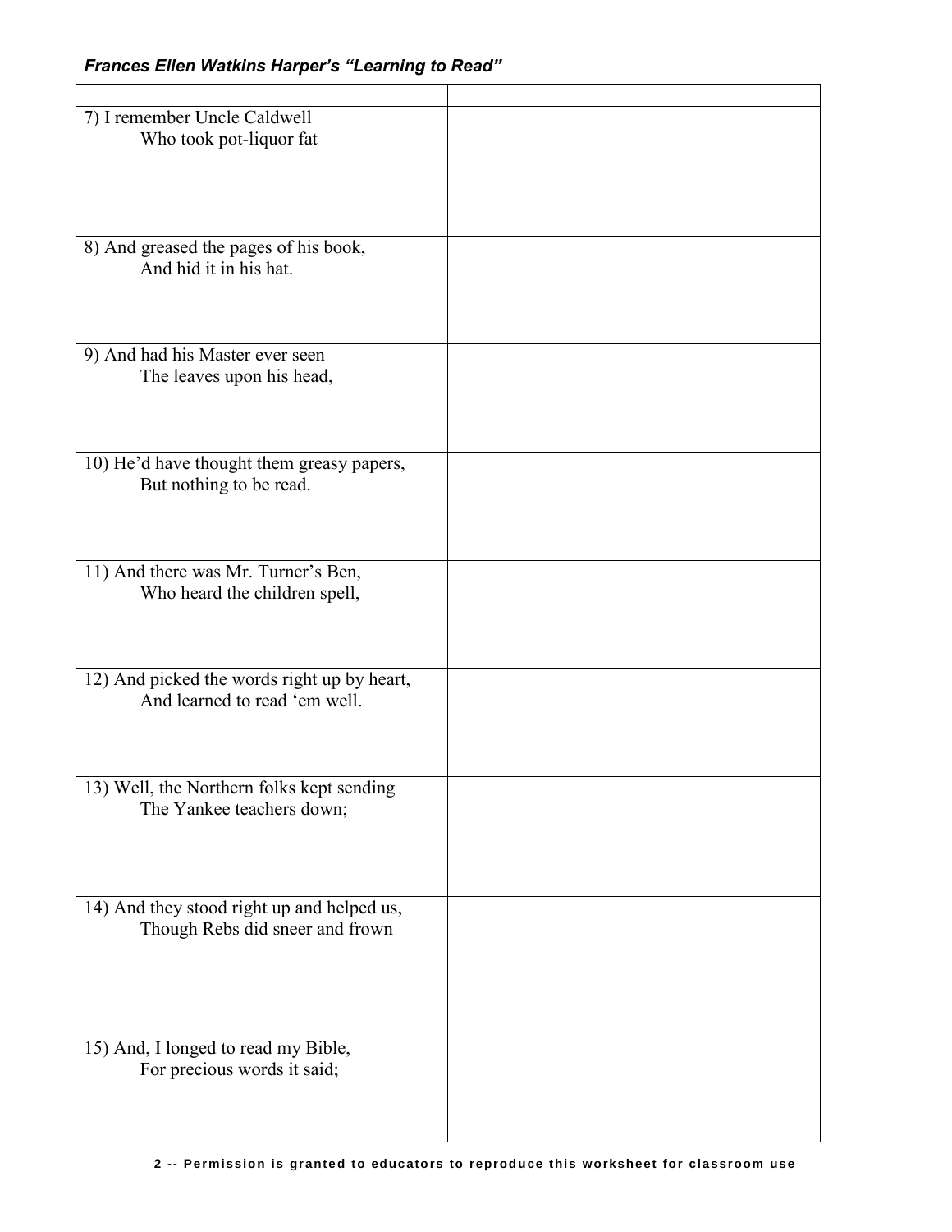| | |
|---|---|
| 7) I remember Uncle Caldwell<br>Who took pot-liquor fat | |
| 8) And greased the pages of his book,<br>And hid it in his hat. | |
| 9) And had his Master ever seen<br>The leaves upon his head, | |
| 10) He'd have thought them greasy papers,<br>But nothing to be read. | |
| 11) And there was Mr. Turner's Ben,<br>Who heard the children spell, | |
| 12) And picked the words right up by heart,<br>And learned to read 'em well. | |
| 13) Well, the Northern folks kept sending<br>The Yankee teachers down; | |
| 14) And they stood right up and helped us,<br>Though Rebs did sneer and frown | |
| 15) And, I longed to read my Bible,<br>For precious words it said; | |

Permission is granted to educators to reproduce this worksheet for classroom use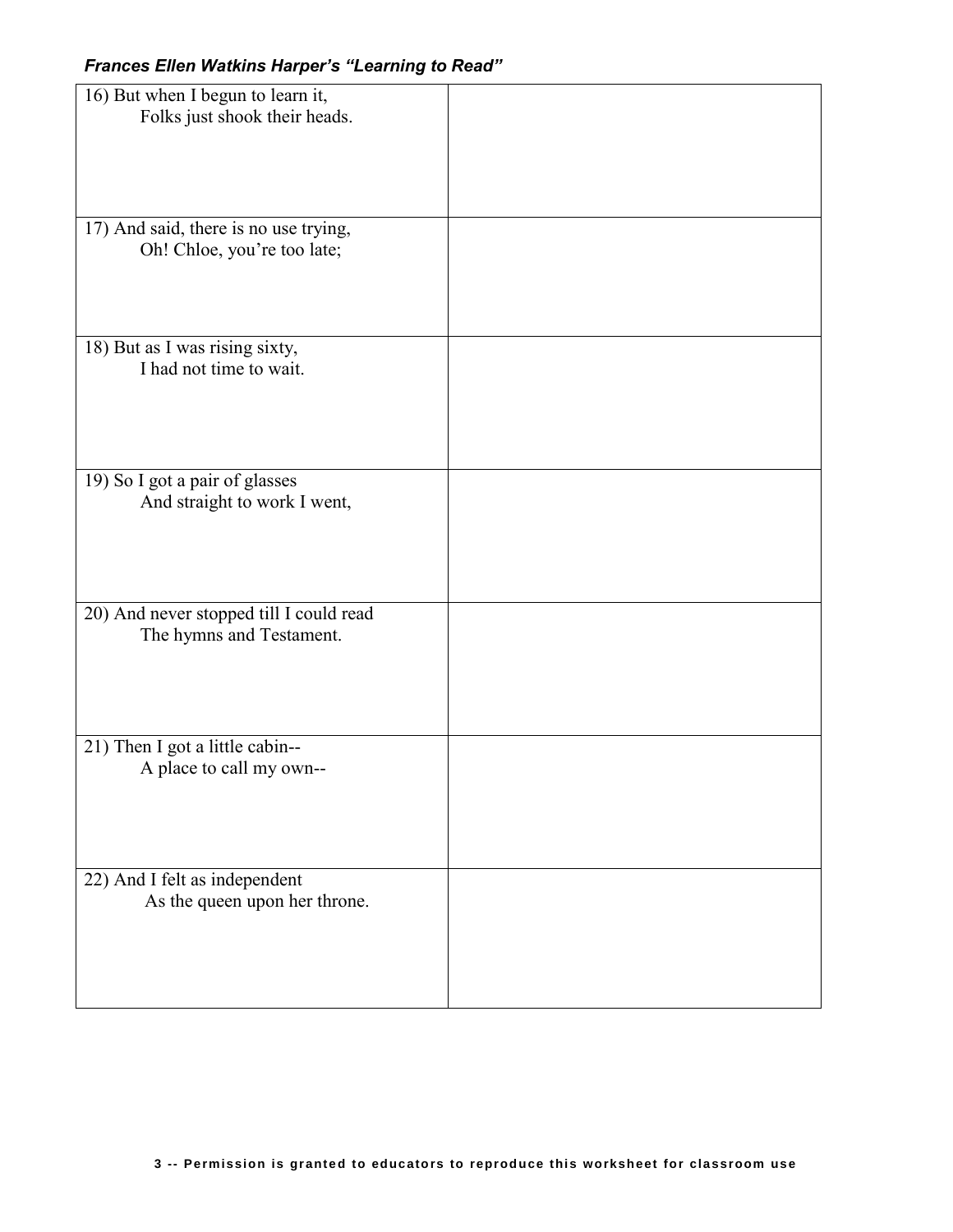***Frances Ellen Watkins Harper's "Learning to Read"***

| | |
|---|---|
| 16) But when I begun to learn it,<br>Folks just shook their heads. | |
| 17) And said, there is no use trying,<br>Oh! Chloe, you're too late; | |
| 18) But as I was rising sixty,<br>I had not time to wait. | |
| 19) So I got a pair of glasses<br>And straight to work I went, | |
| 20) And never stopped till I could read<br>The hymns and Testament. | |
| 21) Then I got a little cabin--<br>A place to call my own-- | |
| 22) And I felt as independent<br>As the queen upon her throne. | |

**Permission is granted to educators to reproduce this worksheet for classroom use**